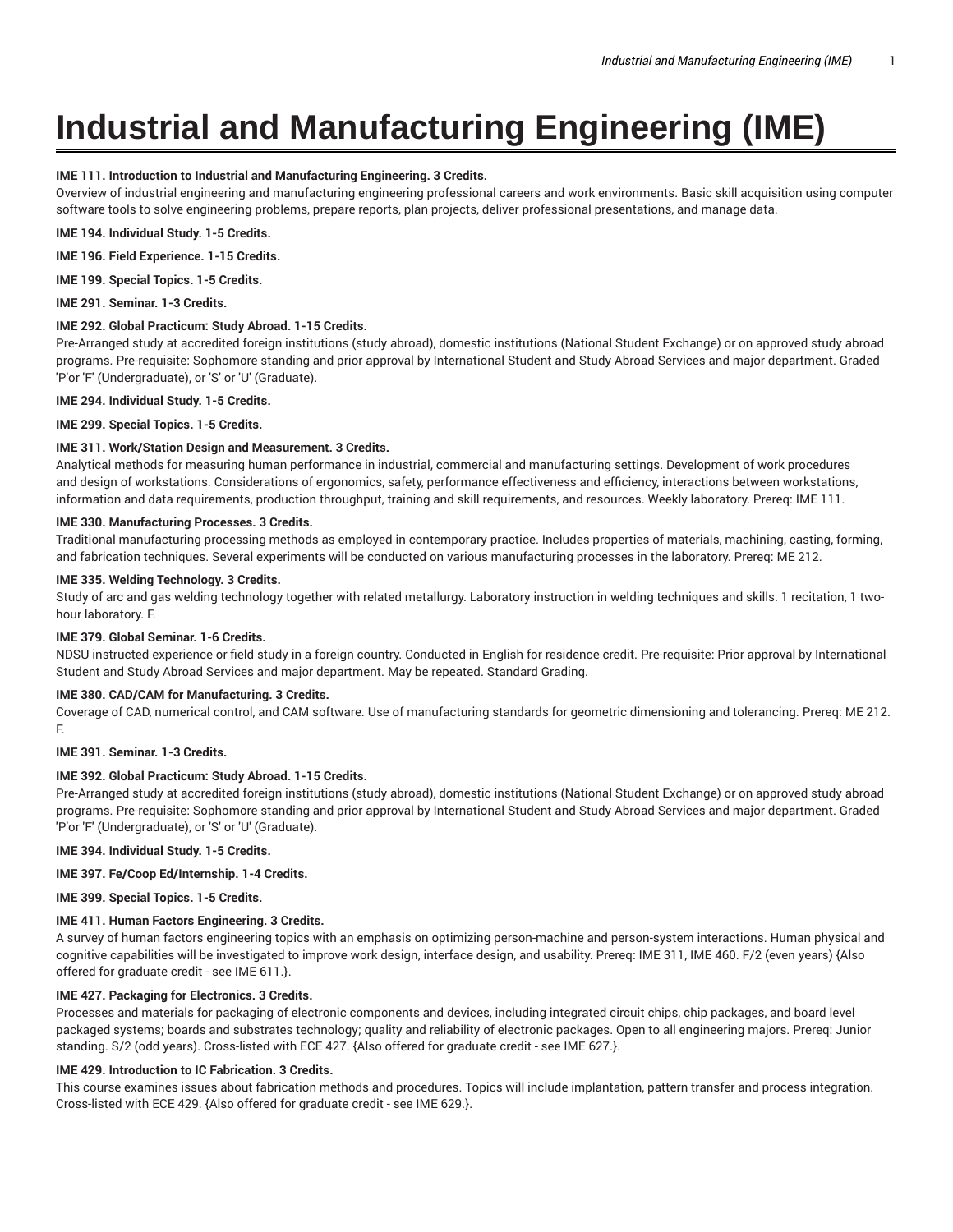# Industrial and Manufacturing Engineering (IME)

**IME 111. Introduction to Industrial and Manufacturing Engineering. 3 Credits.**
Overview of industrial engineering and manufacturing engineering professional careers and work environments. Basic skill acquisition using computer software tools to solve engineering problems, prepare reports, plan projects, deliver professional presentations, and manage data.

**IME 194. Individual Study. 1-5 Credits.**

**IME 196. Field Experience. 1-15 Credits.**

**IME 199. Special Topics. 1-5 Credits.**

**IME 291. Seminar. 1-3 Credits.**

**IME 292. Global Practicum: Study Abroad. 1-15 Credits.**
Pre-Arranged study at accredited foreign institutions (study abroad), domestic institutions (National Student Exchange) or on approved study abroad programs. Pre-requisite: Sophomore standing and prior approval by International Student and Study Abroad Services and major department. Graded 'P'or 'F' (Undergraduate), or 'S' or 'U' (Graduate).

**IME 294. Individual Study. 1-5 Credits.**

**IME 299. Special Topics. 1-5 Credits.**

**IME 311. Work/Station Design and Measurement. 3 Credits.**
Analytical methods for measuring human performance in industrial, commercial and manufacturing settings. Development of work procedures and design of workstations. Considerations of ergonomics, safety, performance effectiveness and efficiency, interactions between workstations, information and data requirements, production throughput, training and skill requirements, and resources. Weekly laboratory. Prereq: IME 111.

**IME 330. Manufacturing Processes. 3 Credits.**
Traditional manufacturing processing methods as employed in contemporary practice. Includes properties of materials, machining, casting, forming, and fabrication techniques. Several experiments will be conducted on various manufacturing processes in the laboratory. Prereq: ME 212.

**IME 335. Welding Technology. 3 Credits.**
Study of arc and gas welding technology together with related metallurgy. Laboratory instruction in welding techniques and skills. 1 recitation, 1 two-hour laboratory. F.

**IME 379. Global Seminar. 1-6 Credits.**
NDSU instructed experience or field study in a foreign country. Conducted in English for residence credit. Pre-requisite: Prior approval by International Student and Study Abroad Services and major department. May be repeated. Standard Grading.

**IME 380. CAD/CAM for Manufacturing. 3 Credits.**
Coverage of CAD, numerical control, and CAM software. Use of manufacturing standards for geometric dimensioning and tolerancing. Prereq: ME 212. F.

**IME 391. Seminar. 1-3 Credits.**

**IME 392. Global Practicum: Study Abroad. 1-15 Credits.**
Pre-Arranged study at accredited foreign institutions (study abroad), domestic institutions (National Student Exchange) or on approved study abroad programs. Pre-requisite: Sophomore standing and prior approval by International Student and Study Abroad Services and major department. Graded 'P'or 'F' (Undergraduate), or 'S' or 'U' (Graduate).

**IME 394. Individual Study. 1-5 Credits.**

**IME 397. Fe/Coop Ed/Internship. 1-4 Credits.**

**IME 399. Special Topics. 1-5 Credits.**

**IME 411. Human Factors Engineering. 3 Credits.**
A survey of human factors engineering topics with an emphasis on optimizing person-machine and person-system interactions. Human physical and cognitive capabilities will be investigated to improve work design, interface design, and usability. Prereq: IME 311, IME 460. F/2 (even years) {Also offered for graduate credit - see IME 611.}.

**IME 427. Packaging for Electronics. 3 Credits.**
Processes and materials for packaging of electronic components and devices, including integrated circuit chips, chip packages, and board level packaged systems; boards and substrates technology; quality and reliability of electronic packages. Open to all engineering majors. Prereq: Junior standing. S/2 (odd years). Cross-listed with ECE 427. {Also offered for graduate credit - see IME 627.}.

**IME 429. Introduction to IC Fabrication. 3 Credits.**
This course examines issues about fabrication methods and procedures. Topics will include implantation, pattern transfer and process integration. Cross-listed with ECE 429. {Also offered for graduate credit - see IME 629.}.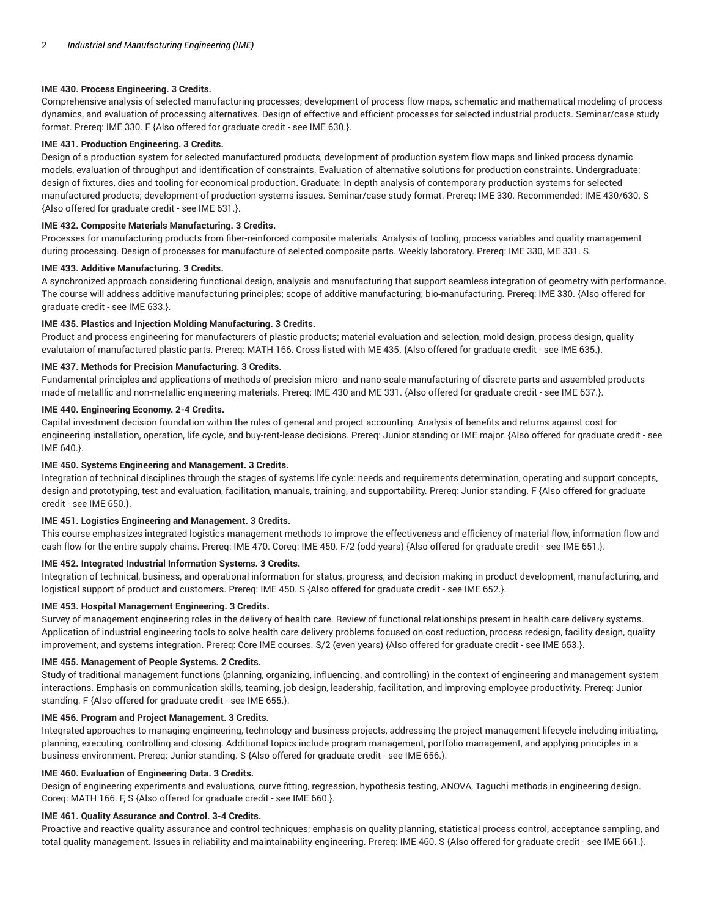**IME 430. Process Engineering. 3 Credits.**
Comprehensive analysis of selected manufacturing processes; development of process flow maps, schematic and mathematical modeling of process dynamics, and evaluation of processing alternatives. Design of effective and efficient processes for selected industrial products. Seminar/case study format. Prereq: IME 330. F {Also offered for graduate credit - see IME 630.}.

**IME 431. Production Engineering. 3 Credits.**
Design of a production system for selected manufactured products, development of production system flow maps and linked process dynamic models, evaluation of throughput and identification of constraints. Evaluation of alternative solutions for production constraints. Undergraduate: design of fixtures, dies and tooling for economical production. Graduate: In-depth analysis of contemporary production systems for selected manufactured products; development of production systems issues. Seminar/case study format. Prereq: IME 330. Recommended: IME 430/630. S {Also offered for graduate credit - see IME 631.}.

**IME 432. Composite Materials Manufacturing. 3 Credits.**
Processes for manufacturing products from fiber-reinforced composite materials. Analysis of tooling, process variables and quality management during processing. Design of processes for manufacture of selected composite parts. Weekly laboratory. Prereq: IME 330, ME 331. S.

**IME 433. Additive Manufacturing. 3 Credits.**
A synchronized approach considering functional design, analysis and manufacturing that support seamless integration of geometry with performance. The course will address additive manufacturing principles; scope of additive manufacturing; bio-manufacturing. Prereq: IME 330. {Also offered for graduate credit - see IME 633.}.

**IME 435. Plastics and Injection Molding Manufacturing. 3 Credits.**
Product and process engineering for manufacturers of plastic products; material evaluation and selection, mold design, process design, quality evalutaion of manufactured plastic parts. Prereq: MATH 166. Cross-listed with ME 435. {Also offered for graduate credit - see IME 635.}.

**IME 437. Methods for Precision Manufacturing. 3 Credits.**
Fundamental principles and applications of methods of precision micro- and nano-scale manufacturing of discrete parts and assembled products made of metalllic and non-metallic engineering materials. Prereq: IME 430 and ME 331. {Also offered for graduate credit - see IME 637.}.

**IME 440. Engineering Economy. 2-4 Credits.**
Capital investment decision foundation within the rules of general and project accounting. Analysis of benefits and returns against cost for engineering installation, operation, life cycle, and buy-rent-lease decisions. Prereq: Junior standing or IME major. {Also offered for graduate credit - see IME 640.}.

**IME 450. Systems Engineering and Management. 3 Credits.**
Integration of technical disciplines through the stages of systems life cycle: needs and requirements determination, operating and support concepts, design and prototyping, test and evaluation, facilitation, manuals, training, and supportability. Prereq: Junior standing. F {Also offered for graduate credit - see IME 650.}.

**IME 451. Logistics Engineering and Management. 3 Credits.**
This course emphasizes integrated logistics management methods to improve the effectiveness and efficiency of material flow, information flow and cash flow for the entire supply chains. Prereq: IME 470. Coreq: IME 450. F/2 (odd years) {Also offered for graduate credit - see IME 651.}.

**IME 452. Integrated Industrial Information Systems. 3 Credits.**
Integration of technical, business, and operational information for status, progress, and decision making in product development, manufacturing, and logistical support of product and customers. Prereq: IME 450. S {Also offered for graduate credit - see IME 652.}.

**IME 453. Hospital Management Engineering. 3 Credits.**
Survey of management engineering roles in the delivery of health care. Review of functional relationships present in health care delivery systems. Application of industrial engineering tools to solve health care delivery problems focused on cost reduction, process redesign, facility design, quality improvement, and systems integration. Prereq: Core IME courses. S/2 (even years) {Also offered for graduate credit - see IME 653.}.

**IME 455. Management of People Systems. 2 Credits.**
Study of traditional management functions (planning, organizing, influencing, and controlling) in the context of engineering and management system interactions. Emphasis on communication skills, teaming, job design, leadership, facilitation, and improving employee productivity. Prereq: Junior standing. F {Also offered for graduate credit - see IME 655.}.

**IME 456. Program and Project Management. 3 Credits.**
Integrated approaches to managing engineering, technology and business projects, addressing the project management lifecycle including initiating, planning, executing, controlling and closing. Additional topics include program management, portfolio management, and applying principles in a business environment. Prereq: Junior standing. S {Also offered for graduate credit - see IME 656.}.

**IME 460. Evaluation of Engineering Data. 3 Credits.**
Design of engineering experiments and evaluations, curve fitting, regression, hypothesis testing, ANOVA, Taguchi methods in engineering design. Coreq: MATH 166. F, S {Also offered for graduate credit - see IME 660.}.

**IME 461. Quality Assurance and Control. 3-4 Credits.**
Proactive and reactive quality assurance and control techniques; emphasis on quality planning, statistical process control, acceptance sampling, and total quality management. Issues in reliability and maintainability engineering. Prereq: IME 460. S {Also offered for graduate credit - see IME 661.}.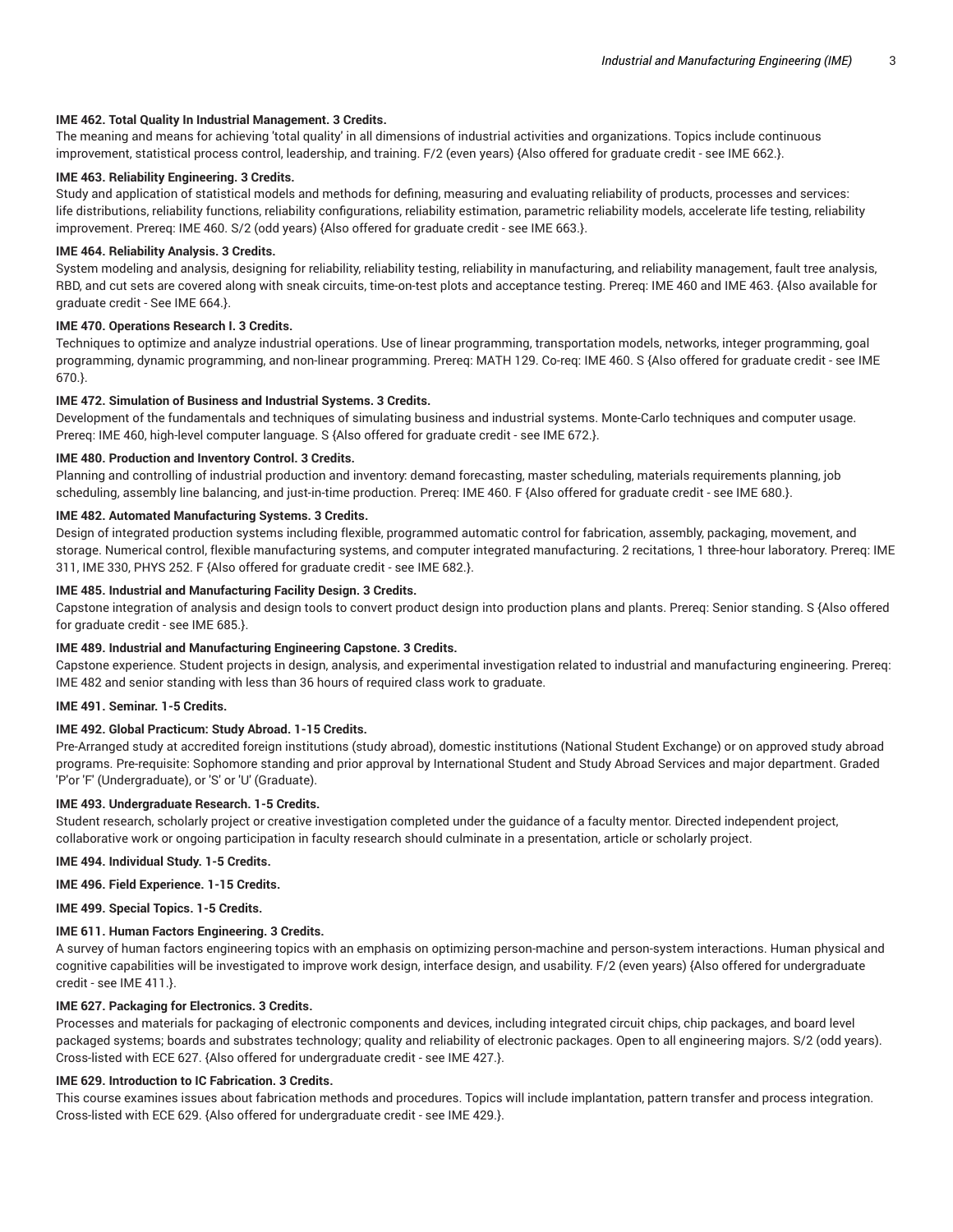**IME 462. Total Quality In Industrial Management. 3 Credits.**
The meaning and means for achieving 'total quality' in all dimensions of industrial activities and organizations. Topics include continuous improvement, statistical process control, leadership, and training. F/2 (even years) {Also offered for graduate credit - see IME 662.}.

**IME 463. Reliability Engineering. 3 Credits.**
Study and application of statistical models and methods for defining, measuring and evaluating reliability of products, processes and services: life distributions, reliability functions, reliability configurations, reliability estimation, parametric reliability models, accelerate life testing, reliability improvement. Prereq: IME 460. S/2 (odd years) {Also offered for graduate credit - see IME 663.}.

**IME 464. Reliability Analysis. 3 Credits.**
System modeling and analysis, designing for reliability, reliability testing, reliability in manufacturing, and reliability management, fault tree analysis, RBD, and cut sets are covered along with sneak circuits, time-on-test plots and acceptance testing. Prereq: IME 460 and IME 463. {Also available for graduate credit - See IME 664.}.

**IME 470. Operations Research I. 3 Credits.**
Techniques to optimize and analyze industrial operations. Use of linear programming, transportation models, networks, integer programming, goal programming, dynamic programming, and non-linear programming. Prereq: MATH 129. Co-req: IME 460. S {Also offered for graduate credit - see IME 670.}.

**IME 472. Simulation of Business and Industrial Systems. 3 Credits.**
Development of the fundamentals and techniques of simulating business and industrial systems. Monte-Carlo techniques and computer usage. Prereq: IME 460, high-level computer language. S {Also offered for graduate credit - see IME 672.}.

**IME 480. Production and Inventory Control. 3 Credits.**
Planning and controlling of industrial production and inventory: demand forecasting, master scheduling, materials requirements planning, job scheduling, assembly line balancing, and just-in-time production. Prereq: IME 460. F {Also offered for graduate credit - see IME 680.}.

**IME 482. Automated Manufacturing Systems. 3 Credits.**
Design of integrated production systems including flexible, programmed automatic control for fabrication, assembly, packaging, movement, and storage. Numerical control, flexible manufacturing systems, and computer integrated manufacturing. 2 recitations, 1 three-hour laboratory. Prereq: IME 311, IME 330, PHYS 252. F {Also offered for graduate credit - see IME 682.}.

**IME 485. Industrial and Manufacturing Facility Design. 3 Credits.**
Capstone integration of analysis and design tools to convert product design into production plans and plants. Prereq: Senior standing. S {Also offered for graduate credit - see IME 685.}.

**IME 489. Industrial and Manufacturing Engineering Capstone. 3 Credits.**
Capstone experience. Student projects in design, analysis, and experimental investigation related to industrial and manufacturing engineering. Prereq: IME 482 and senior standing with less than 36 hours of required class work to graduate.

**IME 491. Seminar. 1-5 Credits.**

**IME 492. Global Practicum: Study Abroad. 1-15 Credits.**
Pre-Arranged study at accredited foreign institutions (study abroad), domestic institutions (National Student Exchange) or on approved study abroad programs. Pre-requisite: Sophomore standing and prior approval by International Student and Study Abroad Services and major department. Graded 'P'or 'F' (Undergraduate), or 'S' or 'U' (Graduate).

**IME 493. Undergraduate Research. 1-5 Credits.**
Student research, scholarly project or creative investigation completed under the guidance of a faculty mentor. Directed independent project, collaborative work or ongoing participation in faculty research should culminate in a presentation, article or scholarly project.

**IME 494. Individual Study. 1-5 Credits.**

**IME 496. Field Experience. 1-15 Credits.**

**IME 499. Special Topics. 1-5 Credits.**

**IME 611. Human Factors Engineering. 3 Credits.**
A survey of human factors engineering topics with an emphasis on optimizing person-machine and person-system interactions. Human physical and cognitive capabilities will be investigated to improve work design, interface design, and usability. F/2 (even years) {Also offered for undergraduate credit - see IME 411.}.

**IME 627. Packaging for Electronics. 3 Credits.**
Processes and materials for packaging of electronic components and devices, including integrated circuit chips, chip packages, and board level packaged systems; boards and substrates technology; quality and reliability of electronic packages. Open to all engineering majors. S/2 (odd years). Cross-listed with ECE 627. {Also offered for undergraduate credit - see IME 427.}.

**IME 629. Introduction to IC Fabrication. 3 Credits.**
This course examines issues about fabrication methods and procedures. Topics will include implantation, pattern transfer and process integration. Cross-listed with ECE 629. {Also offered for undergraduate credit - see IME 429.}.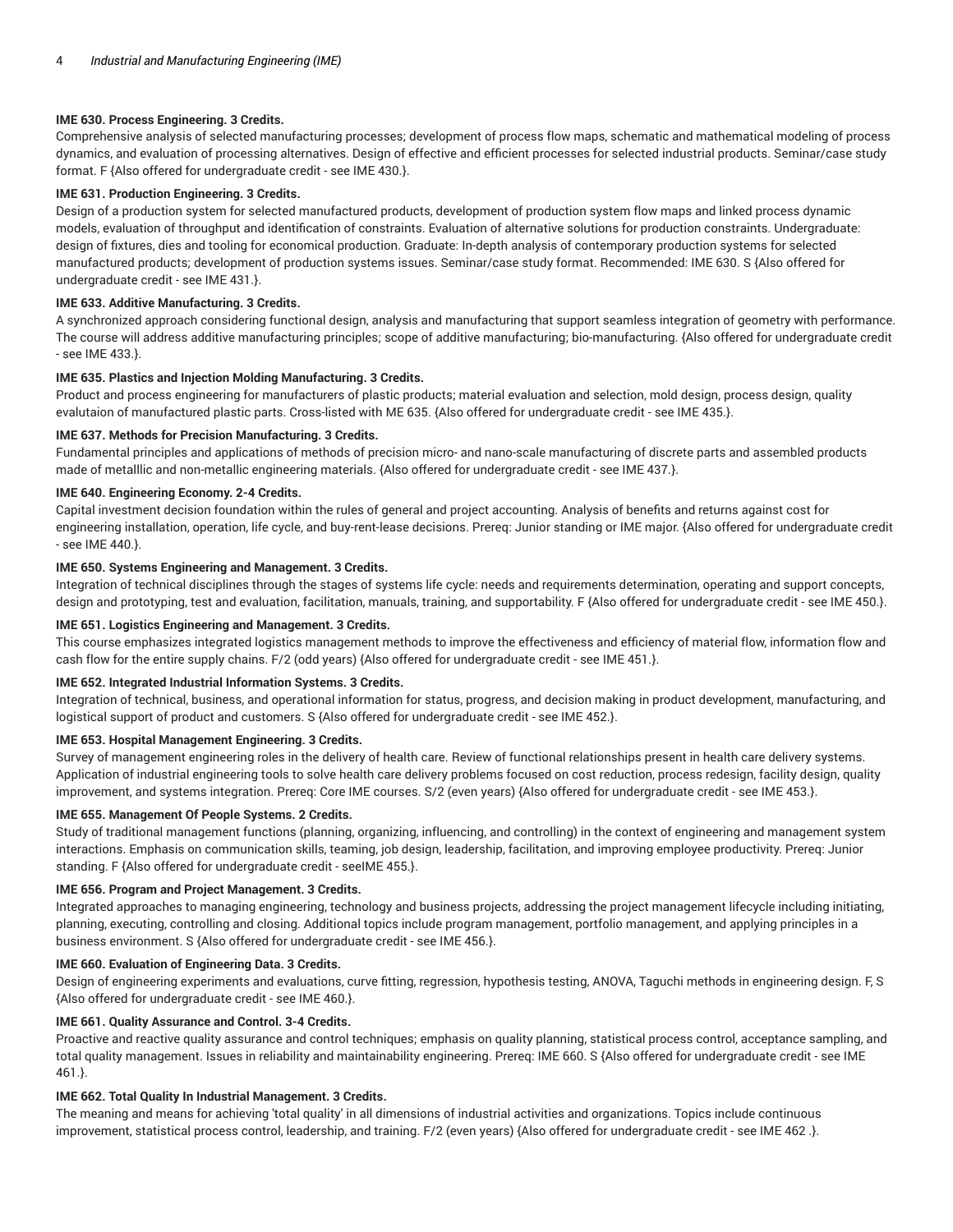**IME 630. Process Engineering. 3 Credits.**

Comprehensive analysis of selected manufacturing processes; development of process flow maps, schematic and mathematical modeling of process dynamics, and evaluation of processing alternatives. Design of effective and efficient processes for selected industrial products. Seminar/case study format. F {Also offered for undergraduate credit - see IME 430.}.

**IME 631. Production Engineering. 3 Credits.**

Design of a production system for selected manufactured products, development of production system flow maps and linked process dynamic models, evaluation of throughput and identification of constraints. Evaluation of alternative solutions for production constraints. Undergraduate: design of fixtures, dies and tooling for economical production. Graduate: In-depth analysis of contemporary production systems for selected manufactured products; development of production systems issues. Seminar/case study format. Recommended: IME 630. S {Also offered for undergraduate credit - see IME 431.}.

**IME 633. Additive Manufacturing. 3 Credits.**

A synchronized approach considering functional design, analysis and manufacturing that support seamless integration of geometry with performance. The course will address additive manufacturing principles; scope of additive manufacturing; bio-manufacturing. {Also offered for undergraduate credit - see IME 433.}.

**IME 635. Plastics and Injection Molding Manufacturing. 3 Credits.**

Product and process engineering for manufacturers of plastic products; material evaluation and selection, mold design, process design, quality evalutaion of manufactured plastic parts. Cross-listed with ME 635. {Also offered for undergraduate credit - see IME 435.}.

**IME 637. Methods for Precision Manufacturing. 3 Credits.**

Fundamental principles and applications of methods of precision micro- and nano-scale manufacturing of discrete parts and assembled products made of metalllic and non-metallic engineering materials. {Also offered for undergraduate credit - see IME 437.}.

**IME 640. Engineering Economy. 2-4 Credits.**

Capital investment decision foundation within the rules of general and project accounting. Analysis of benefits and returns against cost for engineering installation, operation, life cycle, and buy-rent-lease decisions. Prereq: Junior standing or IME major. {Also offered for undergraduate credit - see IME 440.}.

**IME 650. Systems Engineering and Management. 3 Credits.**

Integration of technical disciplines through the stages of systems life cycle: needs and requirements determination, operating and support concepts, design and prototyping, test and evaluation, facilitation, manuals, training, and supportability. F {Also offered for undergraduate credit - see IME 450.}.

**IME 651. Logistics Engineering and Management. 3 Credits.**

This course emphasizes integrated logistics management methods to improve the effectiveness and efficiency of material flow, information flow and cash flow for the entire supply chains. F/2 (odd years) {Also offered for undergraduate credit - see IME 451.}.

**IME 652. Integrated Industrial Information Systems. 3 Credits.**

Integration of technical, business, and operational information for status, progress, and decision making in product development, manufacturing, and logistical support of product and customers. S {Also offered for undergraduate credit - see IME 452.}.

**IME 653. Hospital Management Engineering. 3 Credits.**

Survey of management engineering roles in the delivery of health care. Review of functional relationships present in health care delivery systems. Application of industrial engineering tools to solve health care delivery problems focused on cost reduction, process redesign, facility design, quality improvement, and systems integration. Prereq: Core IME courses. S/2 (even years) {Also offered for undergraduate credit - see IME 453.}.

**IME 655. Management Of People Systems. 2 Credits.**

Study of traditional management functions (planning, organizing, influencing, and controlling) in the context of engineering and management system interactions. Emphasis on communication skills, teaming, job design, leadership, facilitation, and improving employee productivity. Prereq: Junior standing. F {Also offered for undergraduate credit - seeIME 455.}.

**IME 656. Program and Project Management. 3 Credits.**

Integrated approaches to managing engineering, technology and business projects, addressing the project management lifecycle including initiating, planning, executing, controlling and closing. Additional topics include program management, portfolio management, and applying principles in a business environment. S {Also offered for undergraduate credit - see IME 456.}.

**IME 660. Evaluation of Engineering Data. 3 Credits.**

Design of engineering experiments and evaluations, curve fitting, regression, hypothesis testing, ANOVA, Taguchi methods in engineering design. F, S {Also offered for undergraduate credit - see IME 460.}.

**IME 661. Quality Assurance and Control. 3-4 Credits.**

Proactive and reactive quality assurance and control techniques; emphasis on quality planning, statistical process control, acceptance sampling, and total quality management. Issues in reliability and maintainability engineering. Prereq: IME 660. S {Also offered for undergraduate credit - see IME 461.}.

**IME 662. Total Quality In Industrial Management. 3 Credits.**

The meaning and means for achieving 'total quality' in all dimensions of industrial activities and organizations. Topics include continuous improvement, statistical process control, leadership, and training. F/2 (even years) {Also offered for undergraduate credit - see IME 462 .}.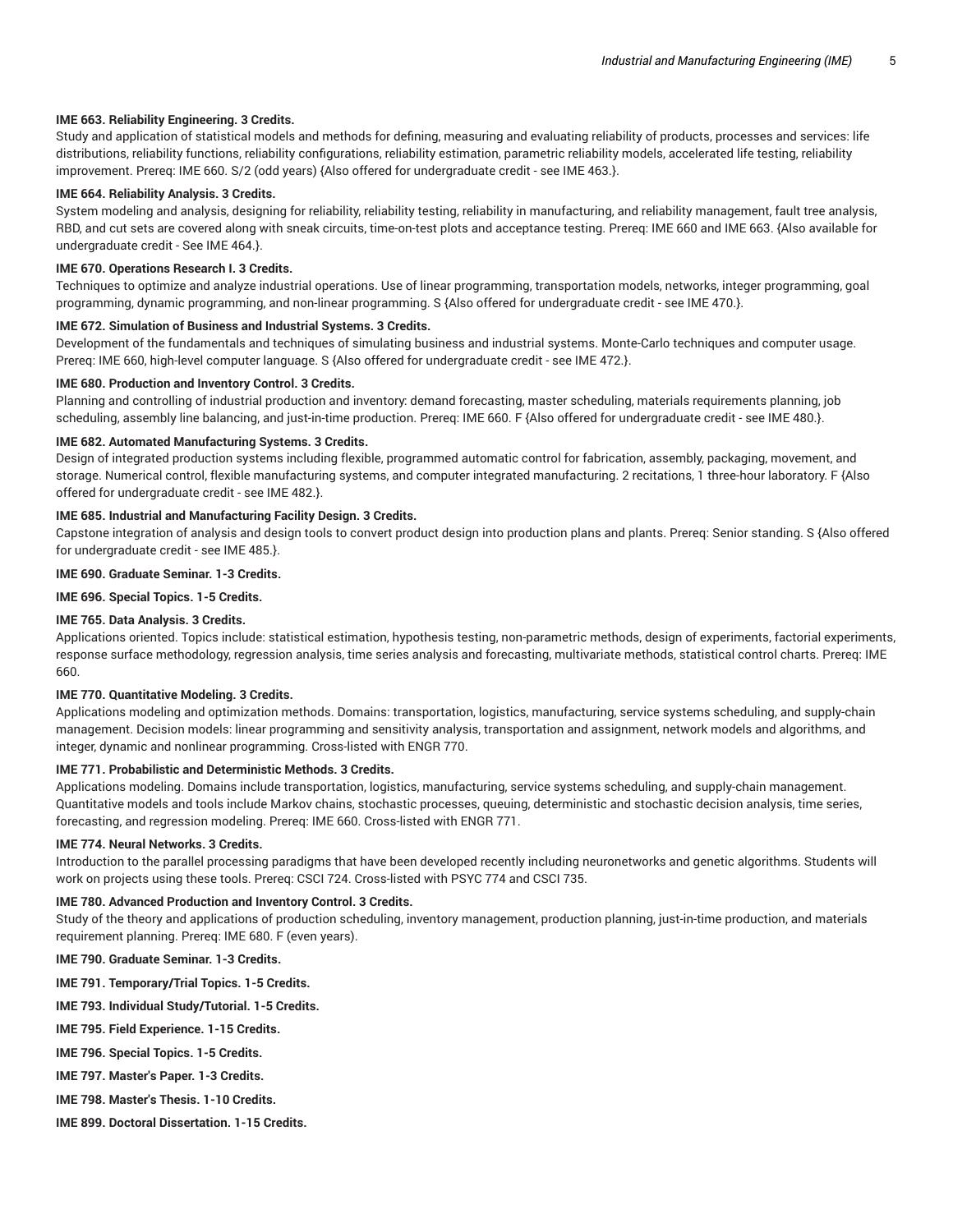**IME 663. Reliability Engineering. 3 Credits.**

Study and application of statistical models and methods for defining, measuring and evaluating reliability of products, processes and services: life distributions, reliability functions, reliability configurations, reliability estimation, parametric reliability models, accelerated life testing, reliability improvement. Prereq: IME 660. S/2 (odd years) {Also offered for undergraduate credit - see IME 463.}.

**IME 664. Reliability Analysis. 3 Credits.**

System modeling and analysis, designing for reliability, reliability testing, reliability in manufacturing, and reliability management, fault tree analysis, RBD, and cut sets are covered along with sneak circuits, time-on-test plots and acceptance testing. Prereq: IME 660 and IME 663. {Also available for undergraduate credit - See IME 464.}.

**IME 670. Operations Research I. 3 Credits.**

Techniques to optimize and analyze industrial operations. Use of linear programming, transportation models, networks, integer programming, goal programming, dynamic programming, and non-linear programming. S {Also offered for undergraduate credit - see IME 470.}.

**IME 672. Simulation of Business and Industrial Systems. 3 Credits.**

Development of the fundamentals and techniques of simulating business and industrial systems. Monte-Carlo techniques and computer usage. Prereq: IME 660, high-level computer language. S {Also offered for undergraduate credit - see IME 472.}.

**IME 680. Production and Inventory Control. 3 Credits.**

Planning and controlling of industrial production and inventory: demand forecasting, master scheduling, materials requirements planning, job scheduling, assembly line balancing, and just-in-time production. Prereq: IME 660. F {Also offered for undergraduate credit - see IME 480.}.

**IME 682. Automated Manufacturing Systems. 3 Credits.**

Design of integrated production systems including flexible, programmed automatic control for fabrication, assembly, packaging, movement, and storage. Numerical control, flexible manufacturing systems, and computer integrated manufacturing. 2 recitations, 1 three-hour laboratory. F {Also offered for undergraduate credit - see IME 482.}.

**IME 685. Industrial and Manufacturing Facility Design. 3 Credits.**

Capstone integration of analysis and design tools to convert product design into production plans and plants. Prereq: Senior standing. S {Also offered for undergraduate credit - see IME 485.}.

**IME 690. Graduate Seminar. 1-3 Credits.**

**IME 696. Special Topics. 1-5 Credits.**

**IME 765. Data Analysis. 3 Credits.**

Applications oriented. Topics include: statistical estimation, hypothesis testing, non-parametric methods, design of experiments, factorial experiments, response surface methodology, regression analysis, time series analysis and forecasting, multivariate methods, statistical control charts. Prereq: IME 660.

**IME 770. Quantitative Modeling. 3 Credits.**

Applications modeling and optimization methods. Domains: transportation, logistics, manufacturing, service systems scheduling, and supply-chain management. Decision models: linear programming and sensitivity analysis, transportation and assignment, network models and algorithms, and integer, dynamic and nonlinear programming. Cross-listed with ENGR 770.

**IME 771. Probabilistic and Deterministic Methods. 3 Credits.**

Applications modeling. Domains include transportation, logistics, manufacturing, service systems scheduling, and supply-chain management. Quantitative models and tools include Markov chains, stochastic processes, queuing, deterministic and stochastic decision analysis, time series, forecasting, and regression modeling. Prereq: IME 660. Cross-listed with ENGR 771.

**IME 774. Neural Networks. 3 Credits.**

Introduction to the parallel processing paradigms that have been developed recently including neuronetworks and genetic algorithms. Students will work on projects using these tools. Prereq: CSCI 724. Cross-listed with PSYC 774 and CSCI 735.

**IME 780. Advanced Production and Inventory Control. 3 Credits.**

Study of the theory and applications of production scheduling, inventory management, production planning, just-in-time production, and materials requirement planning. Prereq: IME 680. F (even years).

**IME 790. Graduate Seminar. 1-3 Credits.**

**IME 791. Temporary/Trial Topics. 1-5 Credits.**

**IME 793. Individual Study/Tutorial. 1-5 Credits.**

**IME 795. Field Experience. 1-15 Credits.**

**IME 796. Special Topics. 1-5 Credits.**

**IME 797. Master's Paper. 1-3 Credits.**

**IME 798. Master's Thesis. 1-10 Credits.**

**IME 899. Doctoral Dissertation. 1-15 Credits.**